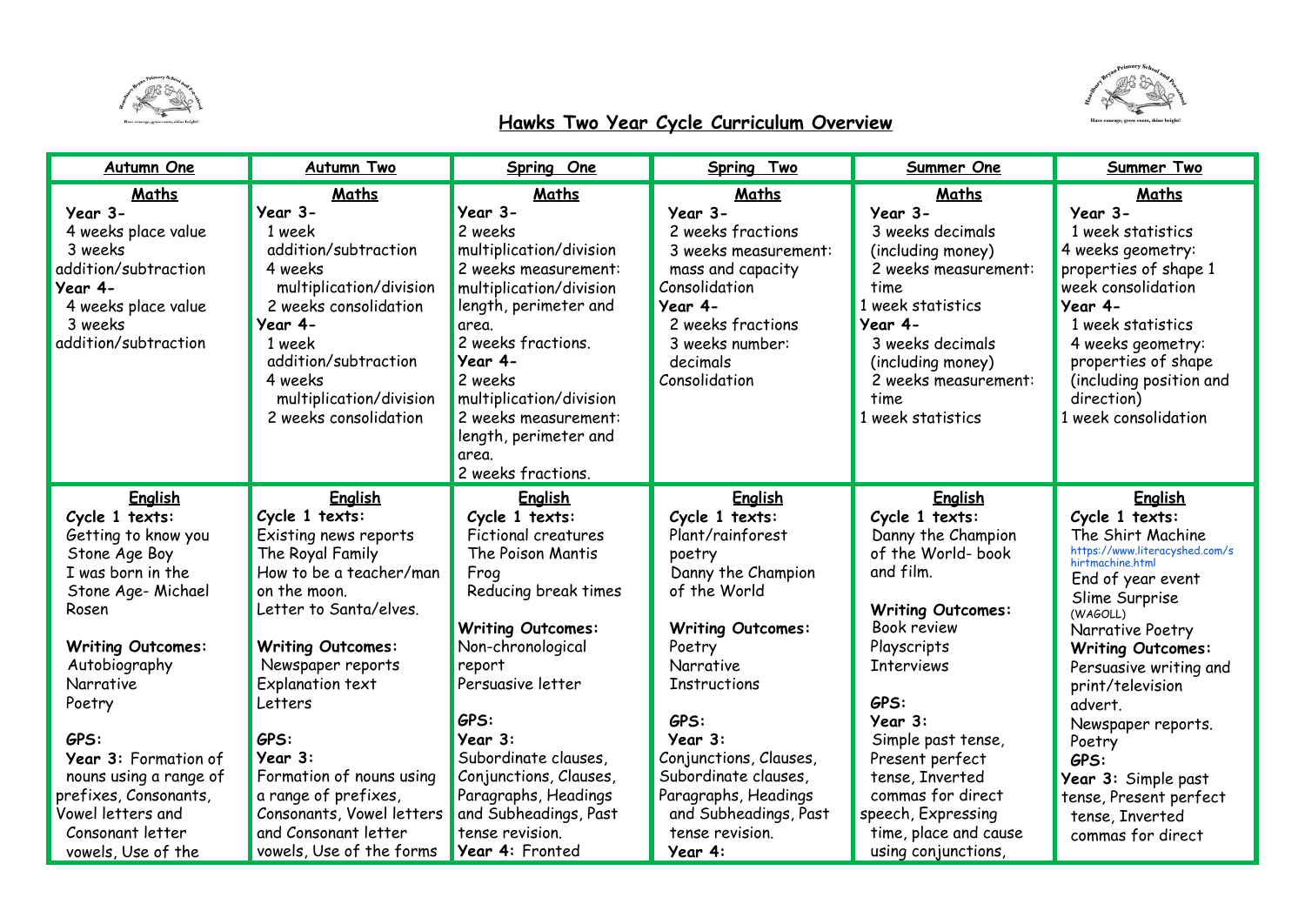# Hawks Two Year Cycle Curriculum Overview

| Autumn One | Autumn Two | Spring One | Spring Two | Summer One | Summer Two |
|---|---|---|---|---|---|
| **Maths**<br>**Year 3-**<br>4 weeks place value<br>3 weeks addition/subtraction<br>**Year 4-**<br>4 weeks place value<br>3 weeks addition/subtraction | **Maths**<br>**Year 3-**<br>1 week addition/subtraction<br>4 weeks multiplication/division<br>2 weeks consolidation<br>**Year 4-**<br>1 week addition/subtraction<br>4 weeks multiplication/division<br>2 weeks consolidation | **Maths**<br>**Year 3-**<br>2 weeks multiplication/division<br>2 weeks measurement: multiplication/division length, perimeter and area.<br>2 weeks fractions.<br>**Year 4-**<br>2 weeks multiplication/division<br>2 weeks measurement: length, perimeter and area.<br>2 weeks fractions. | **Maths**<br>**Year 3-**<br>2 weeks fractions<br>3 weeks measurement: mass and capacity<br>Consolidation<br>**Year 4-**<br>2 weeks fractions<br>3 weeks number: decimals<br>Consolidation | **Maths**<br>**Year 3-**<br>3 weeks decimals (including money)<br>2 weeks measurement: time<br>1 week statistics<br>**Year 4-**<br>3 weeks decimals (including money)<br>2 weeks measurement: time<br>1 week statistics | **Maths**<br>**Year 3-**<br>1 week statistics<br>4 weeks geometry: properties of shape 1 week consolidation<br>**Year 4-**<br>1 week statistics<br>4 weeks geometry: properties of shape (including position and direction)<br>1 week consolidation |
| **English**<br>**Cycle 1 texts:**<br>Getting to know you<br>Stone Age Boy<br>I was born in the Stone Age- Michael Rosen<br><br>**Writing Outcomes:**<br>Autobiography<br>Narrative<br>Poetry<br><br>**GPS:**<br>**Year 3:** Formation of nouns using a range of prefixes, Consonants, Vowel letters and Consonant letter vowels, Use of the | **English**<br>**Cycle 1 texts:**<br>Existing news reports<br>The Royal Family<br>How to be a teacher/man on the moon.<br>Letter to Santa/elves.<br><br>**Writing Outcomes:**<br>Newspaper reports<br>Explanation text<br>Letters<br><br>**GPS:**<br>**Year 3:**<br>Formation of nouns using a range of prefixes, Consonants, Vowel letters and Consonant letter vowels, Use of the forms | **English**<br>**Cycle 1 texts:**<br>Fictional creatures<br>The Poison Mantis Frog<br>Reducing break times<br><br>**Writing Outcomes:**<br>Non-chronological report<br>Persuasive letter<br><br>**GPS:**<br>**Year 3:**<br>Subordinate clauses, Conjunctions, Clauses, Paragraphs, Headings and Subheadings, Past tense revision.<br>**Year 4:** Fronted | **English**<br>**Cycle 1 texts:**<br>Plant/rainforest poetry<br>Danny the Champion of the World<br><br>**Writing Outcomes:**<br>Poetry<br>Narrative<br>Instructions<br><br>**GPS:**<br>**Year 3:**<br>Conjunctions, Clauses, Subordinate clauses, Paragraphs, Headings and Subheadings, Past tense revision.<br>**Year 4:** | **English**<br>**Cycle 1 texts:**<br>Danny the Champion of the World- book and film.<br><br>**Writing Outcomes:**<br>Book review<br>Playscripts<br>Interviews<br><br>**GPS:**<br>**Year 3:**<br>Simple past tense, Present perfect tense, Inverted commas for direct speech, Expressing time, place and cause using conjunctions, | **English**<br>**Cycle 1 texts:**<br>The Shirt Machine<br>https://www.literacyshed.com/shirtmachine.html<br>End of year event<br>Slime Surprise (WAGOLL)<br>Narrative Poetry<br>**Writing Outcomes:**<br>Persuasive writing and print/television advert.<br>Newspaper reports.<br>Poetry<br>**GPS:**<br>**Year 3:** Simple past tense, Present perfect tense, Inverted commas for direct |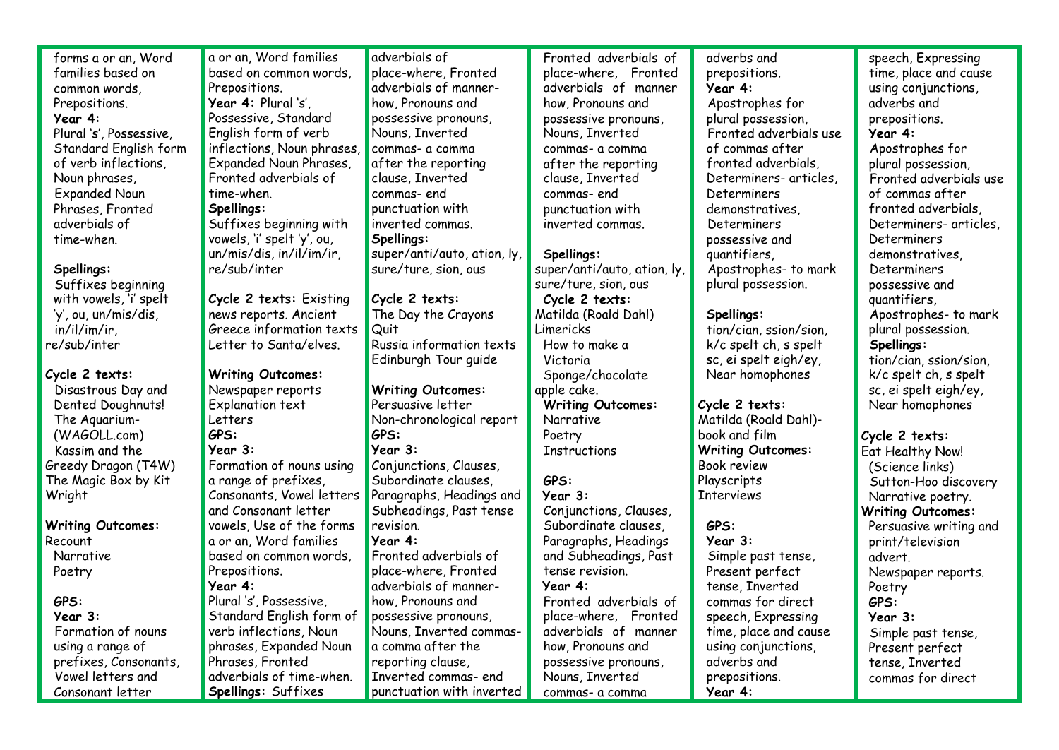| | | | | | |
|---|---|---|---|---|---|
| forms a or an, Word families based on common words, Prepositions.<br>**Year 4:**<br>Plural 's', Possessive, Standard English form of verb inflections, Noun phrases, Expanded Noun Phrases, Fronted adverbials of time-when.<br><br>**Spellings:**<br>Suffixes beginning with vowels, 'i' spelt 'y', ou, un/mis/dis, in/il/im/ir, re/sub/inter<br><br>**Cycle 2 texts:**<br>Disastrous Day and Dented Doughnuts!<br>The Aquarium- (WAGOLL.com)<br>Kassim and the Greedy Dragon (T4W)<br>The Magic Box by Kit Wright<br><br>**Writing Outcomes:**<br>Recount<br>Narrative<br>Poetry<br><br>**GPS:**<br>**Year 3:**<br>Formation of nouns using a range of prefixes, Consonants, Vowel letters and Consonant letter | a or an, Word families based on common words, Prepositions.<br>**Year 4:** Plural 's', Possessive, Standard English form of verb inflections, Noun phrases, Expanded Noun Phrases, Fronted adverbials of time-when.<br>**Spellings:**<br>Suffixes beginning with vowels, 'i' spelt 'y', ou, un/mis/dis, in/il/im/ir, re/sub/inter<br><br>**Cycle 2 texts:** Existing news reports. Ancient Greece information texts Letter to Santa/elves.<br><br>**Writing Outcomes:**<br>Newspaper reports<br>Explanation text<br>Letters<br>**GPS:**<br>**Year 3:**<br>Formation of nouns using a range of prefixes, Consonants, Vowel letters and Consonant letter vowels, Use of the forms a or an, Word families based on common words, Prepositions.<br>**Year 4:**<br>Plural 's', Possessive, Standard English form of verb inflections, Noun phrases, Expanded Noun Phrases, Fronted adverbials of time-when.<br>**Spellings:** Suffixes | adverbials of place-where, Fronted adverbials of manner-how, Pronouns and possessive pronouns, Nouns, Inverted commas- a comma after the reporting clause, Inverted commas- end punctuation with inverted commas.<br>**Spellings:**<br>super/anti/auto, ation, ly, sure/ture, sion, ous<br><br>**Cycle 2 texts:**<br>The Day the Crayons Quit<br>Russia information texts<br>Edinburgh Tour guide<br><br>**Writing Outcomes:**<br>Persuasive letter<br>Non-chronological report<br>**GPS:**<br>**Year 3:**<br>Conjunctions, Clauses, Subordinate clauses, Paragraphs, Headings and Subheadings, Past tense revision.<br>**Year 4:**<br>Fronted adverbials of place-where, Fronted adverbials of manner-how, Pronouns and possessive pronouns, Nouns, Inverted commas- a comma after the reporting clause, Inverted commas- end punctuation with inverted | Fronted adverbials of place-where, Fronted adverbials of manner how, Pronouns and possessive pronouns, Nouns, Inverted commas- a comma after the reporting clause, Inverted commas- end punctuation with inverted commas.<br><br>**Spellings:**<br>super/anti/auto, ation, ly, sure/ture, sion, ous<br>**Cycle 2 texts:**<br>Matilda (Roald Dahl)<br>Limericks<br>How to make a Victoria Sponge/chocolate apple cake.<br>**Writing Outcomes:**<br>Narrative<br>Poetry<br>Instructions<br><br>**GPS:**<br>**Year 3:**<br>Conjunctions, Clauses, Subordinate clauses, Paragraphs, Headings and Subheadings, Past tense revision.<br>**Year 4:**<br>Fronted adverbials of place-where, Fronted adverbials of manner how, Pronouns and possessive pronouns, Nouns, Inverted commas- a comma | adverbs and prepositions.<br>**Year 4:**<br>Apostrophes for plural possession, Fronted adverbials use of commas after fronted adverbials, Determiners- articles, Determiners demonstratives, Determiners possessive and quantifiers, Apostrophes- to mark plural possession.<br><br>**Spellings:**<br>tion/cian, ssion/sion, k/c spelt ch, s spelt sc, ei spelt eigh/ey, Near homophones<br><br>**Cycle 2 texts:**<br>Matilda (Roald Dahl)- book and film<br>**Writing Outcomes:**<br>Book review<br>Playscripts<br>Interviews<br><br>**GPS:**<br>**Year 3:**<br>Simple past tense, Present perfect tense, Inverted commas for direct speech, Expressing time, place and cause using conjunctions, adverbs and prepositions.<br>**Year 4:** | speech, Expressing time, place and cause using conjunctions, adverbs and prepositions.<br>**Year 4:**<br>Apostrophes for plural possession, Fronted adverbials use of commas after fronted adverbials, Determiners- articles, Determiners demonstratives, Determiners possessive and quantifiers, Apostrophes- to mark plural possession.<br>**Spellings:**<br>tion/cian, ssion/sion, k/c spelt ch, s spelt sc, ei spelt eigh/ey, Near homophones<br><br>**Cycle 2 texts:**<br>Eat Healthy Now! (Science links)<br>Sutton-Hoo discovery<br>Narrative poetry.<br>**Writing Outcomes:**<br>Persuasive writing and print/television advert.<br>Newspaper reports.<br>Poetry<br>**GPS:**<br>**Year 3:**<br>Simple past tense, Present perfect tense, Inverted commas for direct |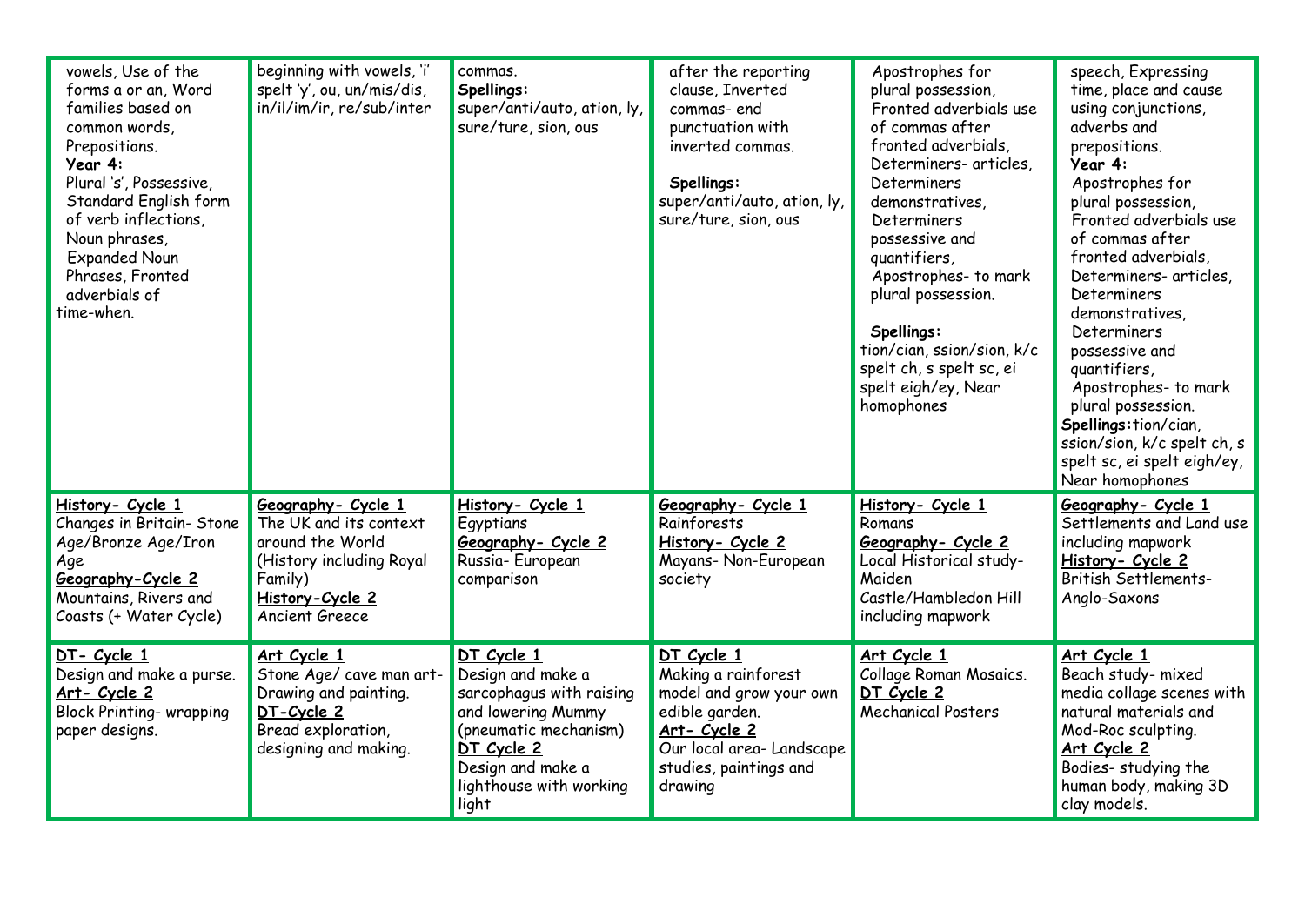| | | | | | |
|---|---|---|---|---|---|
| vowels, Use of the forms a or an, Word families based on common words, Prepositions. **Year 4:** Plural 's', Possessive, Standard English form of verb inflections, Noun phrases, Expanded Noun Phrases, Fronted adverbials of time-when. | beginning with vowels, 'i' spelt 'y', ou, un/mis/dis, in/il/im/ir, re/sub/inter | commas. **Spellings:** super/anti/auto, ation, ly, sure/ture, sion, ous | after the reporting clause, Inverted commas- end punctuation with inverted commas. **Spellings:** super/anti/auto, ation, ly, sure/ture, sion, ous | Apostrophes for plural possession, Fronted adverbials use of commas after fronted adverbials, Determiners- articles, Determiners demonstratives, Determiners possessive and quantifiers, Apostrophes- to mark plural possession. **Spellings:** tion/cian, ssion/sion, k/c spelt ch, s spelt sc, ei spelt eigh/ey, Near homophones | speech, Expressing time, place and cause using conjunctions, adverbs and prepositions. **Year 4:** Apostrophes for plural possession, Fronted adverbials use of commas after fronted adverbials, Determiners- articles, Determiners demonstratives, Determiners possessive and quantifiers, Apostrophes- to mark plural possession. **Spellings:** tion/cian, ssion/sion, k/c spelt ch, s spelt sc, ei spelt eigh/ey, Near homophones |
| **History- Cycle 1** Changes in Britain- Stone Age/Bronze Age/Iron Age **Geography-Cycle 2** Mountains, Rivers and Coasts (+ Water Cycle) | **Geography- Cycle 1** The UK and its context around the World (History including Royal Family) **History-Cycle 2** Ancient Greece | **History- Cycle 1** Egyptians **Geography- Cycle 2** Russia- European comparison | **Geography- Cycle 1** Rainforests **History- Cycle 2** Mayans- Non-European society | **History- Cycle 1** Romans **Geography- Cycle 2** Local Historical study- Maiden Castle/Hambledon Hill including mapwork | **Geography- Cycle 1** Settlements and Land use including mapwork **History- Cycle 2** British Settlements- Anglo-Saxons |
| **DT- Cycle 1** Design and make a purse. **Art- Cycle 2** Block Printing- wrapping paper designs. | **Art Cycle 1** Stone Age/ cave man art- Drawing and painting. **DT-Cycle 2** Bread exploration, designing and making. | **DT Cycle 1** Design and make a sarcophagus with raising and lowering Mummy (pneumatic mechanism) **DT Cycle 2** Design and make a lighthouse with working light | **DT Cycle 1** Making a rainforest model and grow your own edible garden. **Art- Cycle 2** Our local area- Landscape studies, paintings and drawing | **Art Cycle 1** Collage Roman Mosaics. **DT Cycle 2** Mechanical Posters | **Art Cycle 1** Beach study- mixed media collage scenes with natural materials and Mod-Roc sculpting. **Art Cycle 2** Bodies- studying the human body, making 3D clay models. |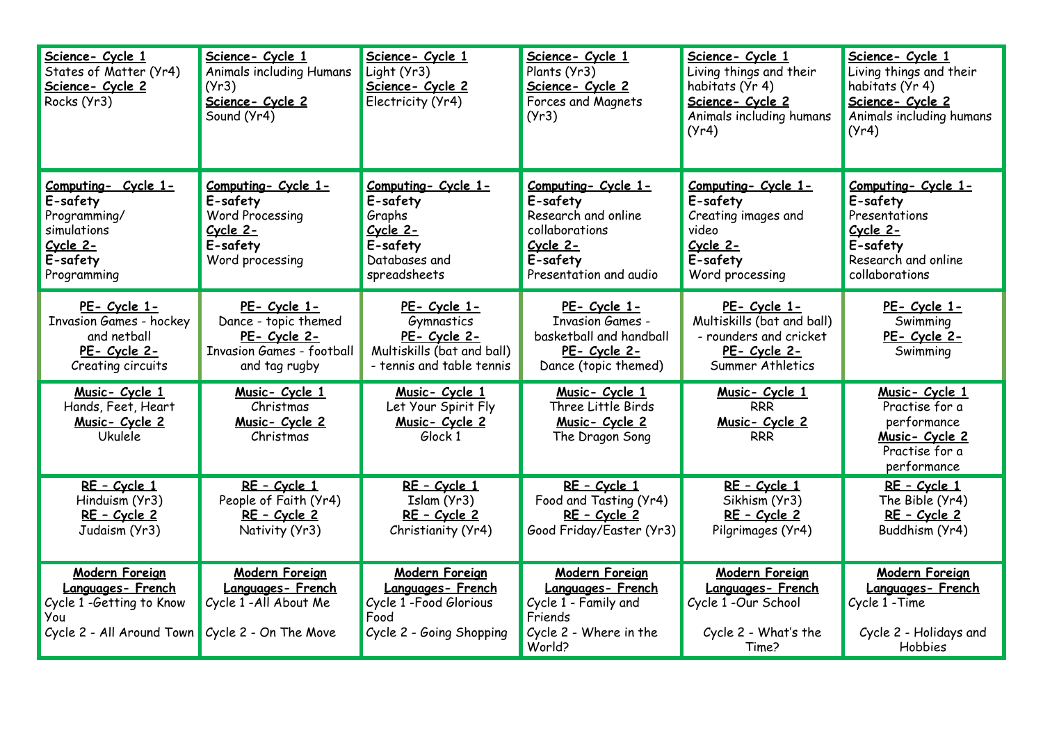| | | | | | |
|---|---|---|---|---|---|
| **Science- Cycle 1**<br>States of Matter (Yr4)<br>**Science- Cycle 2**<br>Rocks (Yr3) | **Science- Cycle 1**<br>Animals including Humans (Yr3)<br>**Science- Cycle 2**<br>Sound (Yr4) | **Science- Cycle 1**<br>Light (Yr3)<br>**Science- Cycle 2**<br>Electricity (Yr4) | **Science- Cycle 1**<br>Plants (Yr3)<br>**Science- Cycle 2**<br>Forces and Magnets (Yr3) | **Science- Cycle 1**<br>Living things and their habitats (Yr 4)<br>**Science- Cycle 2**<br>Animals including humans (Yr4) | **Science- Cycle 1**<br>Living things and their habitats (Yr 4)<br>**Science- Cycle 2**<br>Animals including humans (Yr4) |
| **Computing- Cycle 1-**<br>**E-safety**<br>Programming/ simulations<br>**Cycle 2-**<br>**E-safety**<br>Programming | **Computing- Cycle 1-**<br>**E-safety**<br>Word Processing<br>**Cycle 2-**<br>**E-safety**<br>Word processing | **Computing- Cycle 1-**<br>**E-safety**<br>Graphs<br>**Cycle 2-**<br>**E-safety**<br>Databases and spreadsheets | **Computing- Cycle 1-**<br>**E-safety**<br>Research and online collaborations<br>**Cycle 2-**<br>**E-safety**<br>Presentation and audio | **Computing- Cycle 1-**<br>**E-safety**<br>Creating images and video<br>**Cycle 2-**<br>**E-safety**<br>Word processing | **Computing- Cycle 1-**<br>**E-safety**<br>Presentations<br>**Cycle 2-**<br>**E-safety**<br>Research and online collaborations |
| **PE- Cycle 1-**<br>Invasion Games - hockey and netball<br>**PE- Cycle 2-**<br>Creating circuits | **PE- Cycle 1-**<br>Dance - topic themed<br>**PE- Cycle 2-**<br>Invasion Games - football and tag rugby | **PE- Cycle 1-**<br>Gymnastics<br>**PE- Cycle 2-**<br>Multiskills (bat and ball) - tennis and table tennis | **PE- Cycle 1-**<br>Invasion Games - basketball and handball<br>**PE- Cycle 2-**<br>Dance (topic themed) | **PE- Cycle 1-**<br>Multiskills (bat and ball) - rounders and cricket<br>**PE- Cycle 2-**<br>Summer Athletics | **PE- Cycle 1-**<br>Swimming<br>**PE- Cycle 2-**<br>Swimming |
| **Music- Cycle 1**<br>Hands, Feet, Heart<br>**Music- Cycle 2**<br>Ukulele | **Music- Cycle 1**<br>Christmas<br>**Music- Cycle 2**<br>Christmas | **Music- Cycle 1**<br>Let Your Spirit Fly<br>**Music- Cycle 2**<br>Glock 1 | **Music- Cycle 1**<br>Three Little Birds<br>**Music- Cycle 2**<br>The Dragon Song | **Music- Cycle 1**<br>RRR<br>**Music- Cycle 2**<br>RRR | **Music- Cycle 1**<br>Practise for a performance<br>**Music- Cycle 2**<br>Practise for a performance |
| **RE – Cycle 1**<br>Hinduism (Yr3)<br>**RE – Cycle 2**<br>Judaism (Yr3) | **RE – Cycle 1**<br>People of Faith (Yr4)<br>**RE – Cycle 2**<br>Nativity (Yr3) | **RE – Cycle 1**<br>Islam (Yr3)<br>**RE – Cycle 2**<br>Christianity (Yr4) | **RE – Cycle 1**<br>Food and Tasting (Yr4)<br>**RE – Cycle 2**<br>Good Friday/Easter (Yr3) | **RE – Cycle 1**<br>Sikhism (Yr3)<br>**RE – Cycle 2**<br>Pilgrimages (Yr4) | **RE – Cycle 1**<br>The Bible (Yr4)<br>**RE – Cycle 2**<br>Buddhism (Yr4) |
| **Modern Foreign Languages- French**<br>Cycle 1 -Getting to Know You<br>Cycle 2 - All Around Town | **Modern Foreign Languages- French**<br>Cycle 1 -All About Me<br>Cycle 2 - On The Move | **Modern Foreign Languages- French**<br>Cycle 1 -Food Glorious Food<br>Cycle 2 - Going Shopping | **Modern Foreign Languages- French**<br>Cycle 1 - Family and Friends<br>Cycle 2 - Where in the World? | **Modern Foreign Languages- French**<br>Cycle 1 -Our School<br>Cycle 2 - What's the Time? | **Modern Foreign Languages- French**<br>Cycle 1 -Time<br>Cycle 2 - Holidays and Hobbies |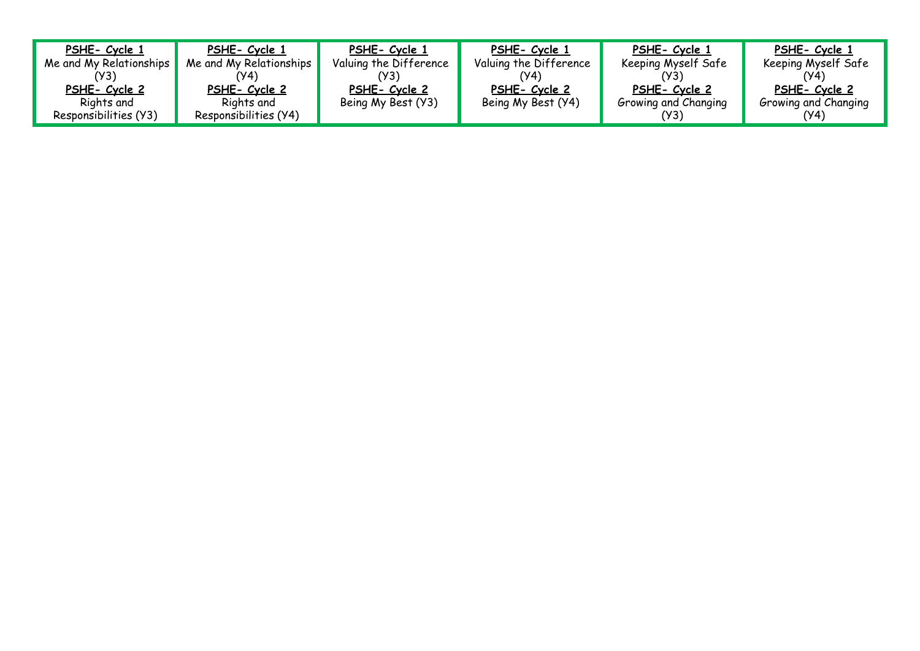| | | | | | |
|---|---|---|---|---|---|
| **PSHE- Cycle 1** Me and My Relationships (Y3) **PSHE- Cycle 2** Rights and Responsibilities (Y3) | **PSHE- Cycle 1** Me and My Relationships (Y4) **PSHE- Cycle 2** Rights and Responsibilities (Y4) | **PSHE- Cycle 1** Valuing the Difference (Y3) **PSHE- Cycle 2** Being My Best (Y3) | **PSHE- Cycle 1** Valuing the Difference (Y4) **PSHE- Cycle 2** Being My Best (Y4) | **PSHE- Cycle 1** Keeping Myself Safe (Y3) **PSHE- Cycle 2** Growing and Changing (Y3) | **PSHE- Cycle 1** Keeping Myself Safe (Y4) **PSHE- Cycle 2** Growing and Changing (Y4) |